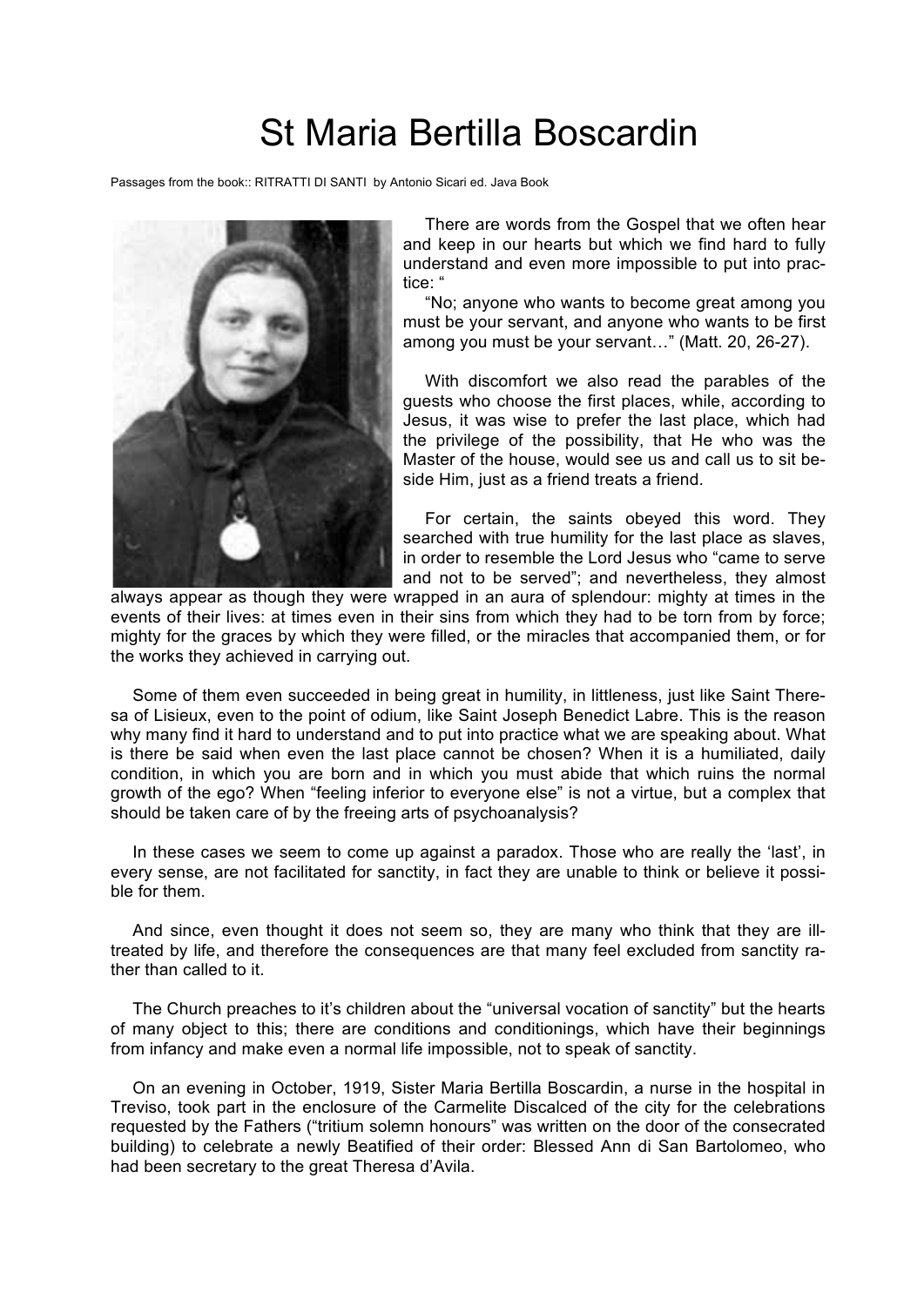# St Maria Bertilla Boscardin

Passages from the book:: RITRATTI DI SANTI by Antonio Sicari ed. Java Book

There are words from the Gospel that we often hear and keep in our hearts but which we find hard to fully understand and even more impossible to put into practice: "

"No; anyone who wants to become great among you must be your servant, and anyone who wants to be first among you must be your servant…" (Matt. 20, 26-27).

With discomfort we also read the parables of the guests who choose the first places, while, according to Jesus, it was wise to prefer the last place, which had the privilege of the possibility, that He who was the Master of the house, would see us and call us to sit beside Him, just as a friend treats a friend.

For certain, the saints obeyed this word. They searched with true humility for the last place as slaves, in order to resemble the Lord Jesus who "came to serve and not to be served"; and nevertheless, they almost always appear as though they were wrapped in an aura of splendour: mighty at times in the events of their lives: at times even in their sins from which they had to be torn from by force; mighty for the graces by which they were filled, or the miracles that accompanied them, or for the works they achieved in carrying out.

Some of them even succeeded in being great in humility, in littleness, just like Saint Theresa of Lisieux, even to the point of odium, like Saint Joseph Benedict Labre. This is the reason why many find it hard to understand and to put into practice what we are speaking about. What is there be said when even the last place cannot be chosen? When it is a humiliated, daily condition, in which you are born and in which you must abide that which ruins the normal growth of the ego? When "feeling inferior to everyone else" is not a virtue, but a complex that should be taken care of by the freeing arts of psychoanalysis?

In these cases we seem to come up against a paradox. Those who are really the 'last', in every sense, are not facilitated for sanctity, in fact they are unable to think or believe it possible for them.

And since, even thought it does not seem so, they are many who think that they are ill-treated by life, and therefore the consequences are that many feel excluded from sanctity rather than called to it.

The Church preaches to it's children about the "universal vocation of sanctity" but the hearts of many object to this; there are conditions and conditionings, which have their beginnings from infancy and make even a normal life impossible, not to speak of sanctity.

On an evening in October, 1919, Sister Maria Bertilla Boscardin, a nurse in the hospital in Treviso, took part in the enclosure of the Carmelite Discalced of the city for the celebrations requested by the Fathers ("tritium solemn honours" was written on the door of the consecrated building) to celebrate a newly Beatified of their order: Blessed Ann di San Bartolomeo, who had been secretary to the great Theresa d'Avila.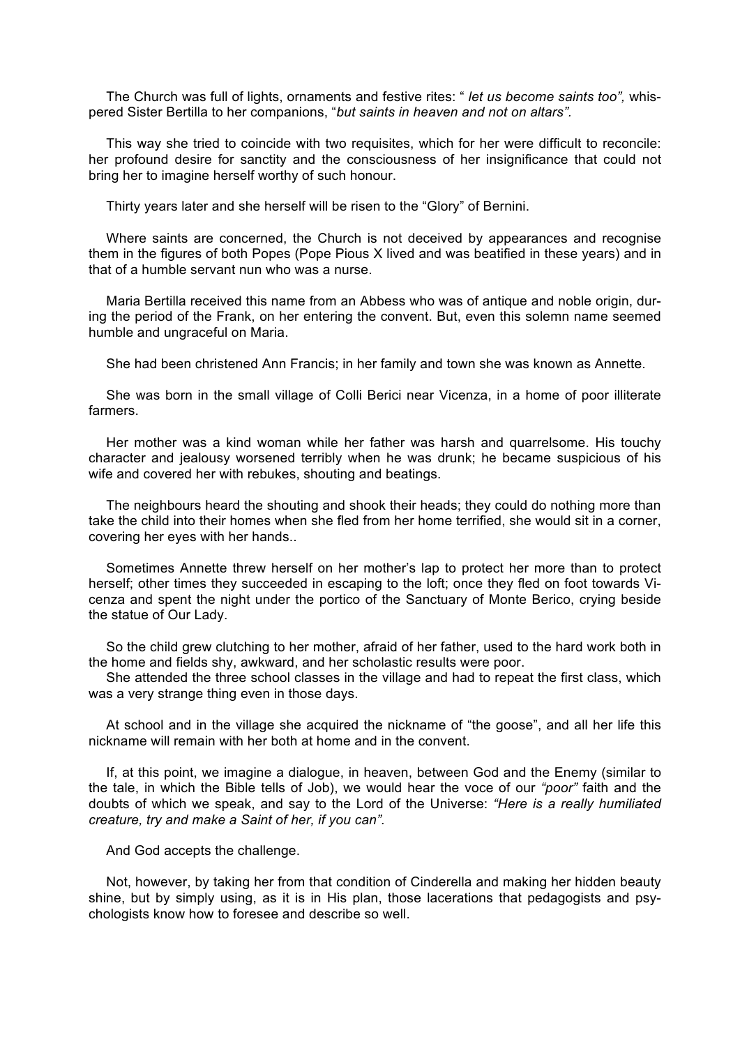The Church was full of lights, ornaments and festive rites: " *let us become saints too",* whispered Sister Bertilla to her companions, "*but saints in heaven and not on altars".*

This way she tried to coincide with two requisites, which for her were difficult to reconcile: her profound desire for sanctity and the consciousness of her insignificance that could not bring her to imagine herself worthy of such honour.

Thirty years later and she herself will be risen to the "Glory" of Bernini.

Where saints are concerned, the Church is not deceived by appearances and recognise them in the figures of both Popes (Pope Pious X lived and was beatified in these years) and in that of a humble servant nun who was a nurse.

Maria Bertilla received this name from an Abbess who was of antique and noble origin, during the period of the Frank, on her entering the convent. But, even this solemn name seemed humble and ungraceful on Maria.

She had been christened Ann Francis; in her family and town she was known as Annette.

She was born in the small village of Colli Berici near Vicenza, in a home of poor illiterate farmers.

Her mother was a kind woman while her father was harsh and quarrelsome. His touchy character and jealousy worsened terribly when he was drunk; he became suspicious of his wife and covered her with rebukes, shouting and beatings.

The neighbours heard the shouting and shook their heads; they could do nothing more than take the child into their homes when she fled from her home terrified, she would sit in a corner, covering her eyes with her hands..

Sometimes Annette threw herself on her mother's lap to protect her more than to protect herself; other times they succeeded in escaping to the loft; once they fled on foot towards Vicenza and spent the night under the portico of the Sanctuary of Monte Berico, crying beside the statue of Our Lady.

So the child grew clutching to her mother, afraid of her father, used to the hard work both in the home and fields shy, awkward, and her scholastic results were poor.

She attended the three school classes in the village and had to repeat the first class, which was a very strange thing even in those days.

At school and in the village she acquired the nickname of "the goose", and all her life this nickname will remain with her both at home and in the convent.

If, at this point, we imagine a dialogue, in heaven, between God and the Enemy (similar to the tale, in which the Bible tells of Job), we would hear the voce of our *"poor"* faith and the doubts of which we speak, and say to the Lord of the Universe: *"Here is a really humiliated creature, try and make a Saint of her, if you can".*

And God accepts the challenge.

Not, however, by taking her from that condition of Cinderella and making her hidden beauty shine, but by simply using, as it is in His plan, those lacerations that pedagogists and psychologists know how to foresee and describe so well.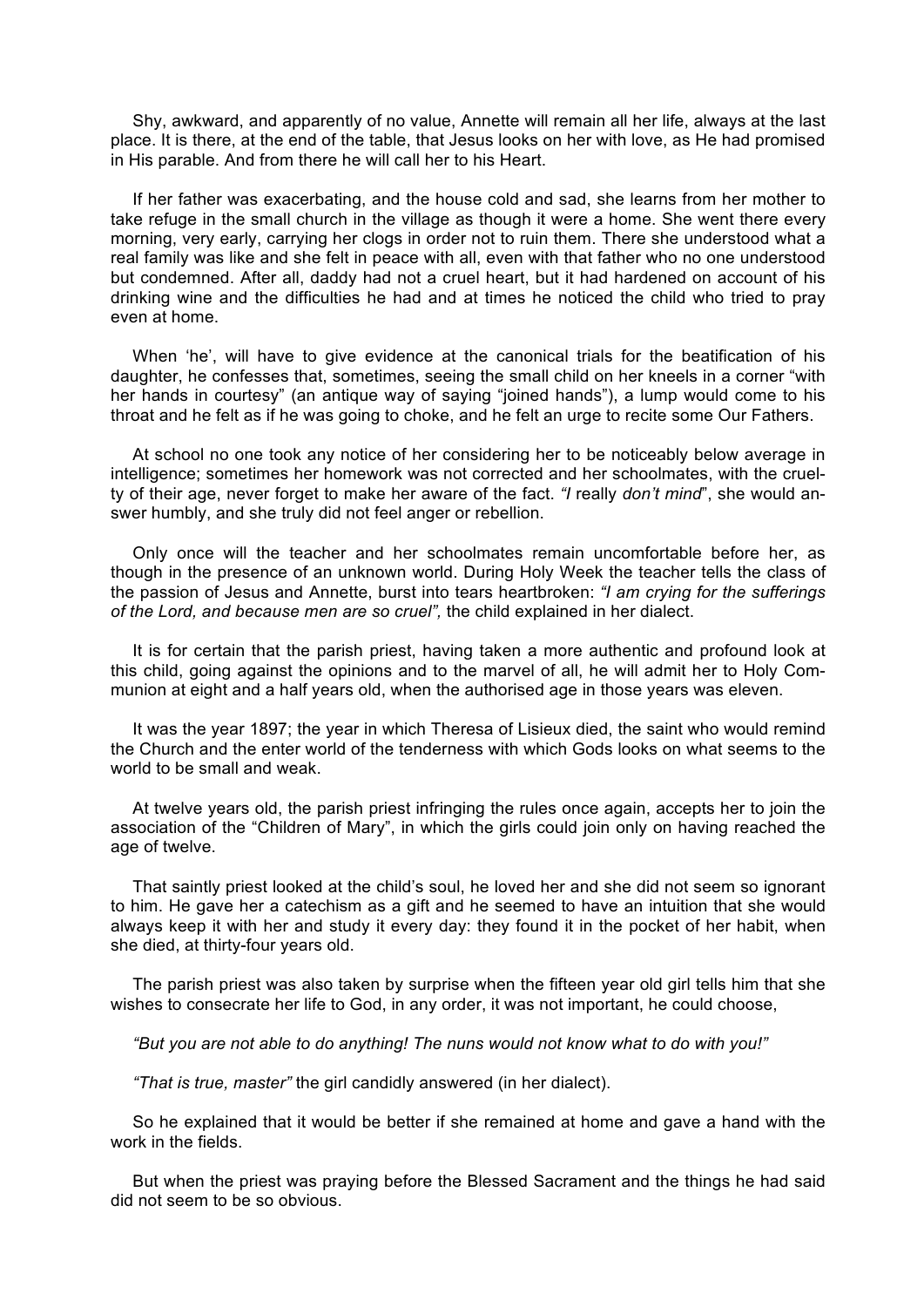Shy, awkward, and apparently of no value, Annette will remain all her life, always at the last place. It is there, at the end of the table, that Jesus looks on her with love, as He had promised in His parable. And from there he will call her to his Heart.

If her father was exacerbating, and the house cold and sad, she learns from her mother to take refuge in the small church in the village as though it were a home. She went there every morning, very early, carrying her clogs in order not to ruin them. There she understood what a real family was like and she felt in peace with all, even with that father who no one understood but condemned. After all, daddy had not a cruel heart, but it had hardened on account of his drinking wine and the difficulties he had and at times he noticed the child who tried to pray even at home.

When 'he', will have to give evidence at the canonical trials for the beatification of his daughter, he confesses that, sometimes, seeing the small child on her kneels in a corner "with her hands in courtesy" (an antique way of saying "joined hands"), a lump would come to his throat and he felt as if he was going to choke, and he felt an urge to recite some Our Fathers.

At school no one took any notice of her considering her to be noticeably below average in intelligence; sometimes her homework was not corrected and her schoolmates, with the cruelty of their age, never forget to make her aware of the fact. *"I* really *don't mind*", she would answer humbly, and she truly did not feel anger or rebellion.

Only once will the teacher and her schoolmates remain uncomfortable before her, as though in the presence of an unknown world. During Holy Week the teacher tells the class of the passion of Jesus and Annette, burst into tears heartbroken: *"I am crying for the sufferings of the Lord, and because men are so cruel",* the child explained in her dialect.

It is for certain that the parish priest, having taken a more authentic and profound look at this child, going against the opinions and to the marvel of all, he will admit her to Holy Communion at eight and a half years old, when the authorised age in those years was eleven.

It was the year 1897; the year in which Theresa of Lisieux died, the saint who would remind the Church and the enter world of the tenderness with which Gods looks on what seems to the world to be small and weak.

At twelve years old, the parish priest infringing the rules once again, accepts her to join the association of the "Children of Mary", in which the girls could join only on having reached the age of twelve.

That saintly priest looked at the child's soul, he loved her and she did not seem so ignorant to him. He gave her a catechism as a gift and he seemed to have an intuition that she would always keep it with her and study it every day: they found it in the pocket of her habit, when she died, at thirty-four years old.

The parish priest was also taken by surprise when the fifteen year old girl tells him that she wishes to consecrate her life to God, in any order, it was not important, he could choose,

*"But you are not able to do anything! The nuns would not know what to do with you!"*

*"That is true, master"* the girl candidly answered (in her dialect).

So he explained that it would be better if she remained at home and gave a hand with the work in the fields.

But when the priest was praying before the Blessed Sacrament and the things he had said did not seem to be so obvious.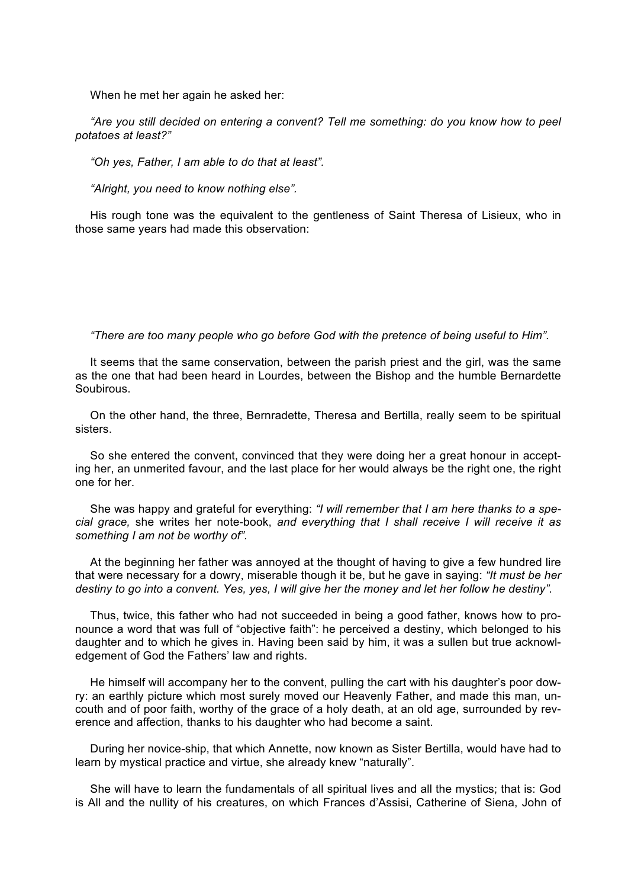When he met her again he asked her:

*"Are you still decided on entering a convent? Tell me something: do you know how to peel potatoes at least?"*

*"Oh yes, Father, I am able to do that at least".*

*"Alright, you need to know nothing else".*

His rough tone was the equivalent to the gentleness of Saint Theresa of Lisieux, who in those same years had made this observation:

*"There are too many people who go before God with the pretence of being useful to Him".*

It seems that the same conservation, between the parish priest and the girl, was the same as the one that had been heard in Lourdes, between the Bishop and the humble Bernardette Soubirous.

On the other hand, the three, Bernradette, Theresa and Bertilla, really seem to be spiritual sisters.

So she entered the convent, convinced that they were doing her a great honour in accepting her, an unmerited favour, and the last place for her would always be the right one, the right one for her.

She was happy and grateful for everything: *"I will remember that I am here thanks to a special grace,* she writes her note-book, *and everything that I shall receive I will receive it as something I am not be worthy of".*

At the beginning her father was annoyed at the thought of having to give a few hundred lire that were necessary for a dowry, miserable though it be, but he gave in saying: *"It must be her destiny to go into a convent. Yes, yes, I will give her the money and let her follow he destiny".*

Thus, twice, this father who had not succeeded in being a good father, knows how to pronounce a word that was full of "objective faith": he perceived a destiny, which belonged to his daughter and to which he gives in. Having been said by him, it was a sullen but true acknowledgement of God the Fathers' law and rights.

He himself will accompany her to the convent, pulling the cart with his daughter's poor dowry: an earthly picture which most surely moved our Heavenly Father, and made this man, uncouth and of poor faith, worthy of the grace of a holy death, at an old age, surrounded by reverence and affection, thanks to his daughter who had become a saint.

During her novice-ship, that which Annette, now known as Sister Bertilla, would have had to learn by mystical practice and virtue, she already knew "naturally".

She will have to learn the fundamentals of all spiritual lives and all the mystics; that is: God is All and the nullity of his creatures, on which Frances d'Assisi, Catherine of Siena, John of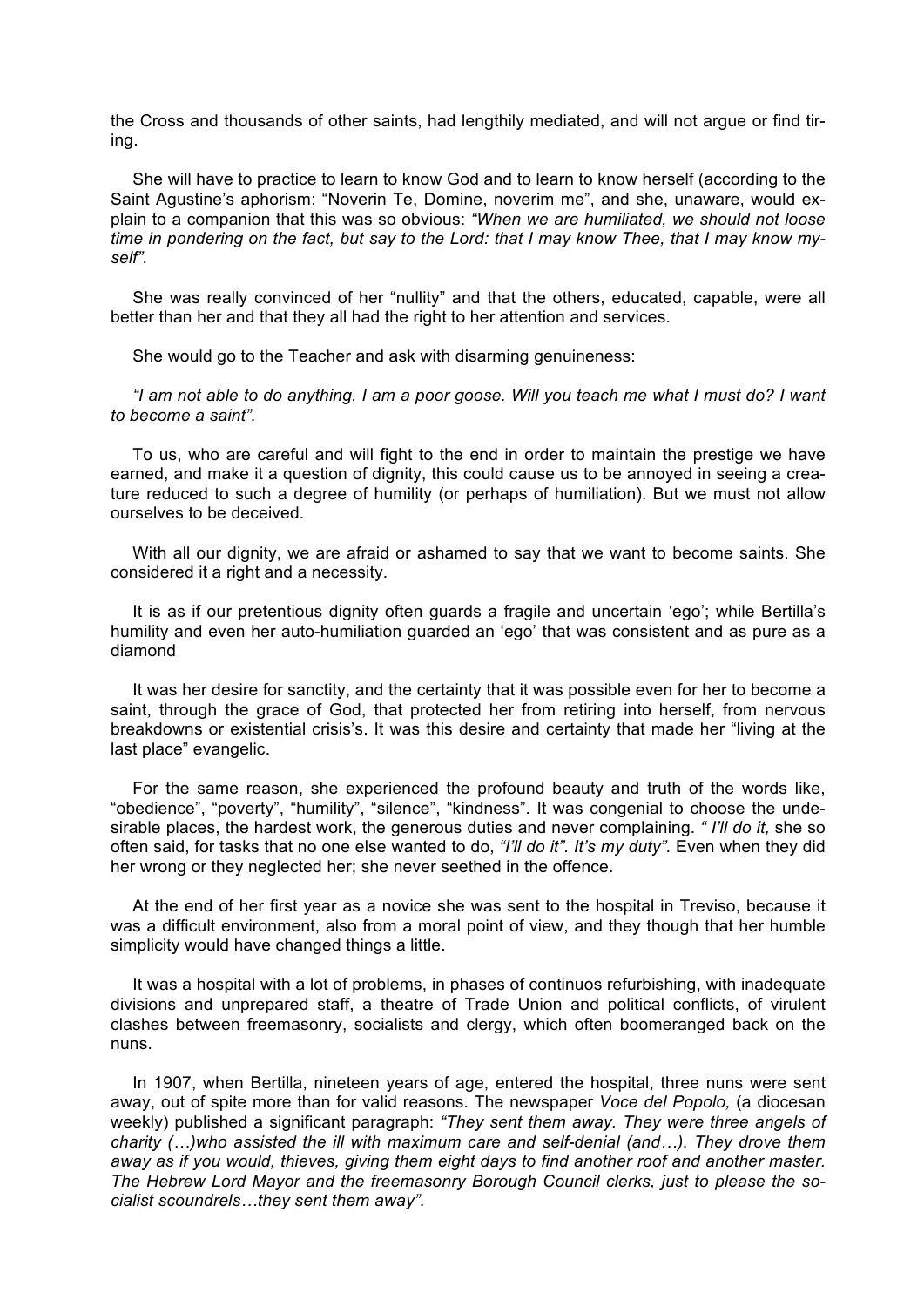the Cross and thousands of other saints, had lengthily mediated, and will not argue or find tiring.

She will have to practice to learn to know God and to learn to know herself (according to the Saint Agustine's aphorism: "Noverin Te, Domine, noverim me", and she, unaware, would explain to a companion that this was so obvious: *"When we are humiliated, we should not loose time in pondering on the fact, but say to the Lord: that I may know Thee, that I may know myself".*

She was really convinced of her "nullity" and that the others, educated, capable, were all better than her and that they all had the right to her attention and services.

She would go to the Teacher and ask with disarming genuineness:

*"I am not able to do anything. I am a poor goose. Will you teach me what I must do? I want to become a saint".*

To us, who are careful and will fight to the end in order to maintain the prestige we have earned, and make it a question of dignity, this could cause us to be annoyed in seeing a creature reduced to such a degree of humility (or perhaps of humiliation). But we must not allow ourselves to be deceived.

With all our dignity, we are afraid or ashamed to say that we want to become saints. She considered it a right and a necessity.

It is as if our pretentious dignity often guards a fragile and uncertain 'ego'; while Bertilla's humility and even her auto-humiliation guarded an 'ego' that was consistent and as pure as a diamond

It was her desire for sanctity, and the certainty that it was possible even for her to become a saint, through the grace of God, that protected her from retiring into herself, from nervous breakdowns or existential crisis's. It was this desire and certainty that made her "living at the last place" evangelic.

For the same reason, she experienced the profound beauty and truth of the words like, "obedience", "poverty", "humility", "silence", "kindness". It was congenial to choose the undesirable places, the hardest work, the generous duties and never complaining. *" I'll do it,* she so often said, for tasks that no one else wanted to do, *"I'll do it". It's my duty".* Even when they did her wrong or they neglected her; she never seethed in the offence.

At the end of her first year as a novice she was sent to the hospital in Treviso, because it was a difficult environment, also from a moral point of view, and they though that her humble simplicity would have changed things a little.

It was a hospital with a lot of problems, in phases of continuos refurbishing, with inadequate divisions and unprepared staff, a theatre of Trade Union and political conflicts, of virulent clashes between freemasonry, socialists and clergy, which often boomeranged back on the nuns.

In 1907, when Bertilla, nineteen years of age, entered the hospital, three nuns were sent away, out of spite more than for valid reasons. The newspaper *Voce del Popolo,* (a diocesan weekly) published a significant paragraph: *"They sent them away. They were three angels of charity (…)who assisted the ill with maximum care and self-denial (and…). They drove them away as if you would, thieves, giving them eight days to find another roof and another master. The Hebrew Lord Mayor and the freemasonry Borough Council clerks, just to please the socialist scoundrels…they sent them away".*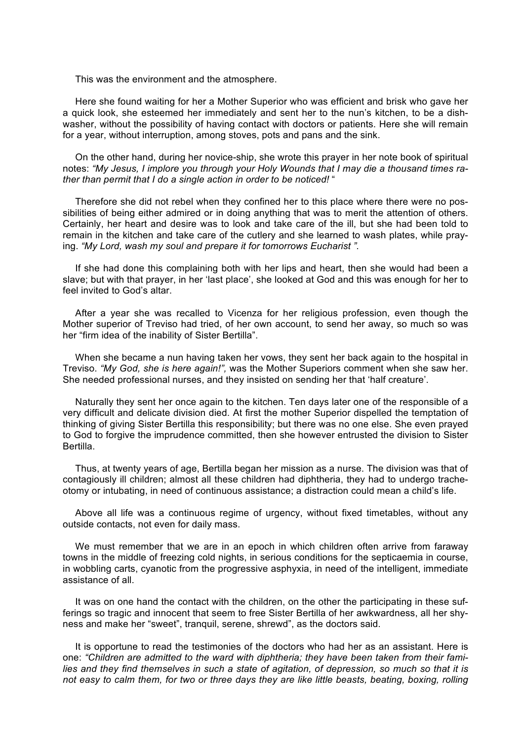This was the environment and the atmosphere.

Here she found waiting for her a Mother Superior who was efficient and brisk who gave her a quick look, she esteemed her immediately and sent her to the nun's kitchen, to be a dish-washer, without the possibility of having contact with doctors or patients. Here she will remain for a year, without interruption, among stoves, pots and pans and the sink.

On the other hand, during her novice-ship, she wrote this prayer in her note book of spiritual notes: *"My Jesus, I implore you through your Holy Wounds that I may die a thousand times rather than permit that I do a single action in order to be noticed!* "

Therefore she did not rebel when they confined her to this place where there were no possibilities of being either admired or in doing anything that was to merit the attention of others. Certainly, her heart and desire was to look and take care of the ill, but she had been told to remain in the kitchen and take care of the cutlery and she learned to wash plates, while praying. *"My Lord, wash my soul and prepare it for tomorrows Eucharist ".*

If she had done this complaining both with her lips and heart, then she would had been a slave; but with that prayer, in her 'last place', she looked at God and this was enough for her to feel invited to God's altar.

After a year she was recalled to Vicenza for her religious profession, even though the Mother superior of Treviso had tried, of her own account, to send her away, so much so was her "firm idea of the inability of Sister Bertilla".

When she became a nun having taken her vows, they sent her back again to the hospital in Treviso. *"My God, she is here again!",* was the Mother Superiors comment when she saw her. She needed professional nurses, and they insisted on sending her that 'half creature'.

Naturally they sent her once again to the kitchen. Ten days later one of the responsible of a very difficult and delicate division died. At first the mother Superior dispelled the temptation of thinking of giving Sister Bertilla this responsibility; but there was no one else. She even prayed to God to forgive the imprudence committed, then she however entrusted the division to Sister Bertilla.

Thus, at twenty years of age, Bertilla began her mission as a nurse. The division was that of contagiously ill children; almost all these children had diphtheria, they had to undergo tracheotomy or intubating, in need of continuous assistance; a distraction could mean a child's life.

Above all life was a continuous regime of urgency, without fixed timetables, without any outside contacts, not even for daily mass.

We must remember that we are in an epoch in which children often arrive from faraway towns in the middle of freezing cold nights, in serious conditions for the septicaemia in course, in wobbling carts, cyanotic from the progressive asphyxia, in need of the intelligent, immediate assistance of all.

It was on one hand the contact with the children, on the other the participating in these sufferings so tragic and innocent that seem to free Sister Bertilla of her awkwardness, all her shyness and make her "sweet", tranquil, serene, shrewd", as the doctors said.

It is opportune to read the testimonies of the doctors who had her as an assistant. Here is one: *"Children are admitted to the ward with diphtheria; they have been taken from their families and they find themselves in such a state of agitation, of depression, so much so that it is not easy to calm them, for two or three days they are like little beasts, beating, boxing, rolling*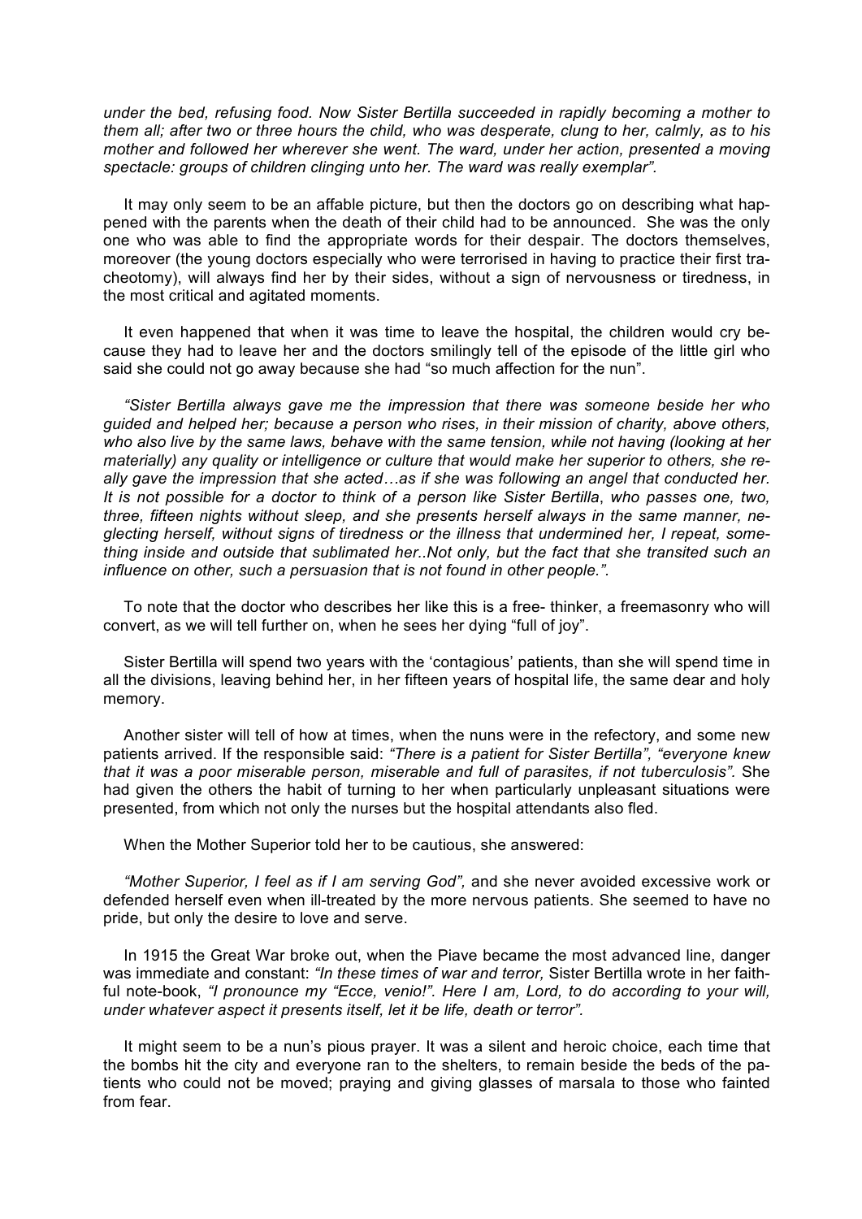*under the bed, refusing food. Now Sister Bertilla succeeded in rapidly becoming a mother to them all; after two or three hours the child, who was desperate, clung to her, calmly, as to his mother and followed her wherever she went. The ward, under her action, presented a moving spectacle: groups of children clinging unto her. The ward was really exemplar".*

It may only seem to be an affable picture, but then the doctors go on describing what happened with the parents when the death of their child had to be announced. She was the only one who was able to find the appropriate words for their despair. The doctors themselves, moreover (the young doctors especially who were terrorised in having to practice their first tracheotomy), will always find her by their sides, without a sign of nervousness or tiredness, in the most critical and agitated moments.

It even happened that when it was time to leave the hospital, the children would cry because they had to leave her and the doctors smilingly tell of the episode of the little girl who said she could not go away because she had "so much affection for the nun".

*"Sister Bertilla always gave me the impression that there was someone beside her who guided and helped her; because a person who rises, in their mission of charity, above others, who also live by the same laws, behave with the same tension, while not having (looking at her materially) any quality or intelligence or culture that would make her superior to others, she really gave the impression that she acted…as if she was following an angel that conducted her. It is not possible for a doctor to think of a person like Sister Bertilla, who passes one, two, three, fifteen nights without sleep, and she presents herself always in the same manner, neglecting herself, without signs of tiredness or the illness that undermined her, I repeat, something inside and outside that sublimated her..Not only, but the fact that she transited such an influence on other, such a persuasion that is not found in other people.".*

To note that the doctor who describes her like this is a free- thinker, a freemasonry who will convert, as we will tell further on, when he sees her dying "full of joy".

Sister Bertilla will spend two years with the 'contagious' patients, than she will spend time in all the divisions, leaving behind her, in her fifteen years of hospital life, the same dear and holy memory.

Another sister will tell of how at times, when the nuns were in the refectory, and some new patients arrived. If the responsible said: *"There is a patient for Sister Bertilla", "everyone knew that it was a poor miserable person, miserable and full of parasites, if not tuberculosis".* She had given the others the habit of turning to her when particularly unpleasant situations were presented, from which not only the nurses but the hospital attendants also fled.

When the Mother Superior told her to be cautious, she answered:

*"Mother Superior, I feel as if I am serving God",* and she never avoided excessive work or defended herself even when ill-treated by the more nervous patients. She seemed to have no pride, but only the desire to love and serve.

In 1915 the Great War broke out, when the Piave became the most advanced line, danger was immediate and constant: *"In these times of war and terror,* Sister Bertilla wrote in her faithful note-book, *"I pronounce my "Ecce, venio!". Here I am, Lord, to do according to your will, under whatever aspect it presents itself, let it be life, death or terror".*

It might seem to be a nun's pious prayer. It was a silent and heroic choice, each time that the bombs hit the city and everyone ran to the shelters, to remain beside the beds of the patients who could not be moved; praying and giving glasses of marsala to those who fainted from fear.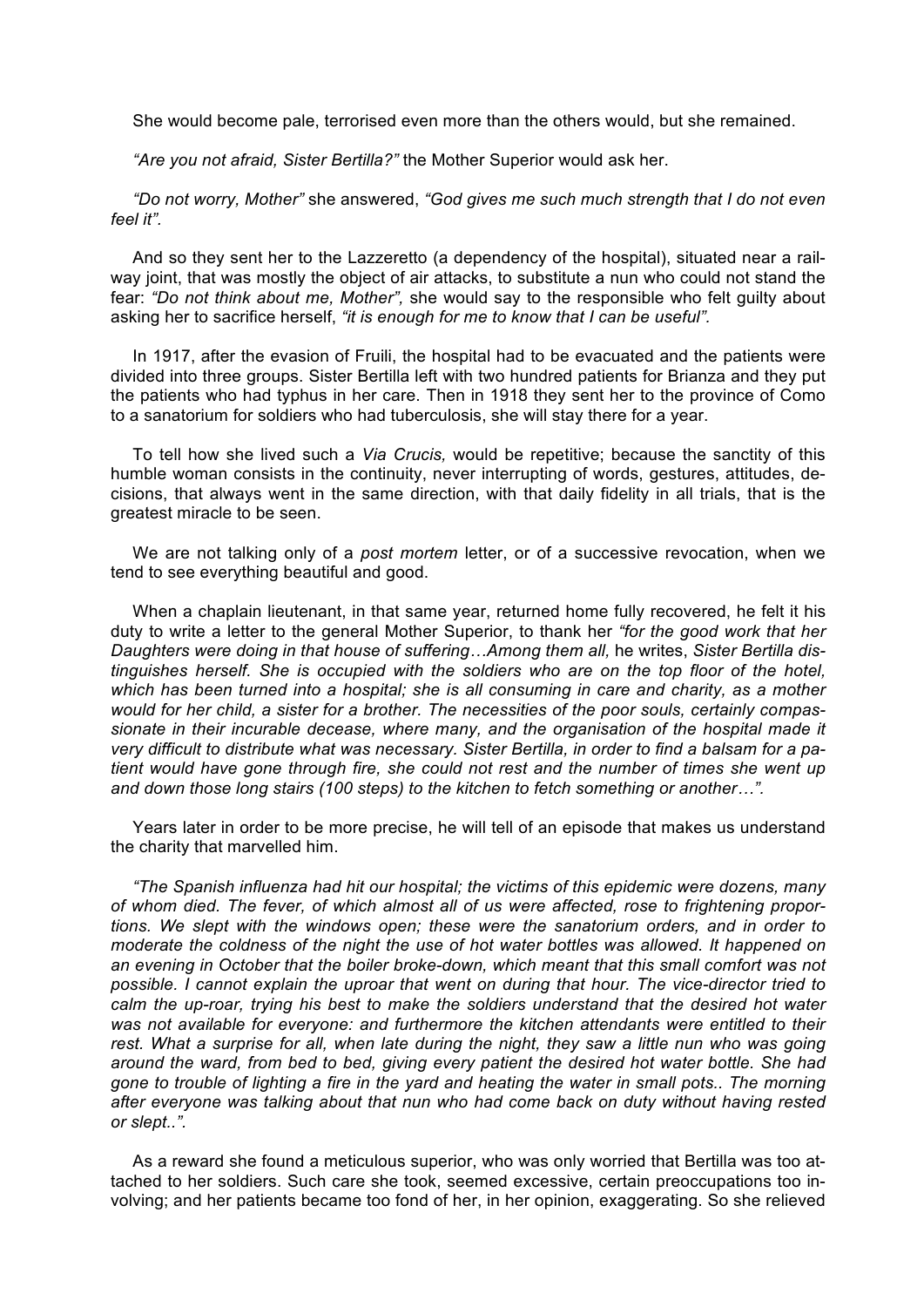She would become pale, terrorised even more than the others would, but she remained.

*"Are you not afraid, Sister Bertilla?"* the Mother Superior would ask her.

*"Do not worry, Mother"* she answered, *"God gives me such much strength that I do not even feel it".*

And so they sent her to the Lazzeretto (a dependency of the hospital), situated near a railway joint, that was mostly the object of air attacks, to substitute a nun who could not stand the fear: *"Do not think about me, Mother"*, she would say to the responsible who felt guilty about asking her to sacrifice herself, *"it is enough for me to know that I can be useful".*

In 1917, after the evasion of Fruili, the hospital had to be evacuated and the patients were divided into three groups. Sister Bertilla left with two hundred patients for Brianza and they put the patients who had typhus in her care. Then in 1918 they sent her to the province of Como to a sanatorium for soldiers who had tuberculosis, she will stay there for a year.

To tell how she lived such a *Via Crucis,* would be repetitive; because the sanctity of this humble woman consists in the continuity, never interrupting of words, gestures, attitudes, decisions, that always went in the same direction, with that daily fidelity in all trials, that is the greatest miracle to be seen.

We are not talking only of a *post mortem* letter, or of a successive revocation, when we tend to see everything beautiful and good.

When a chaplain lieutenant, in that same year, returned home fully recovered, he felt it his duty to write a letter to the general Mother Superior, to thank her *"for the good work that her Daughters were doing in that house of suffering…Among them all,* he writes, *Sister Bertilla distinguishes herself. She is occupied with the soldiers who are on the top floor of the hotel, which has been turned into a hospital; she is all consuming in care and charity, as a mother would for her child, a sister for a brother. The necessities of the poor souls, certainly compassionate in their incurable decease, where many, and the organisation of the hospital made it very difficult to distribute what was necessary. Sister Bertilla, in order to find a balsam for a patient would have gone through fire, she could not rest and the number of times she went up and down those long stairs (100 steps) to the kitchen to fetch something or another…".*

Years later in order to be more precise, he will tell of an episode that makes us understand the charity that marvelled him.

*"The Spanish influenza had hit our hospital; the victims of this epidemic were dozens, many of whom died. The fever, of which almost all of us were affected, rose to frightening proportions. We slept with the windows open; these were the sanatorium orders, and in order to moderate the coldness of the night the use of hot water bottles was allowed. It happened on an evening in October that the boiler broke-down, which meant that this small comfort was not possible. I cannot explain the uproar that went on during that hour. The vice-director tried to calm the up-roar, trying his best to make the soldiers understand that the desired hot water was not available for everyone: and furthermore the kitchen attendants were entitled to their rest. What a surprise for all, when late during the night, they saw a little nun who was going around the ward, from bed to bed, giving every patient the desired hot water bottle. She had gone to trouble of lighting a fire in the yard and heating the water in small pots.. The morning after everyone was talking about that nun who had come back on duty without having rested or slept..".*

As a reward she found a meticulous superior, who was only worried that Bertilla was too attached to her soldiers. Such care she took, seemed excessive, certain preoccupations too involving; and her patients became too fond of her, in her opinion, exaggerating. So she relieved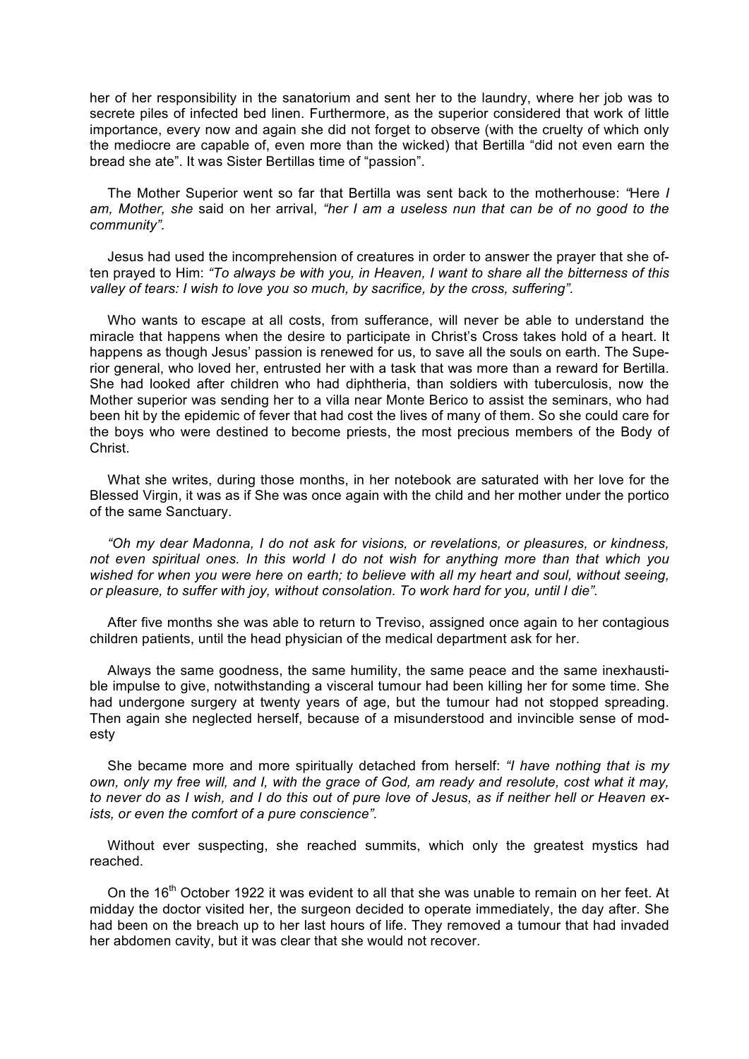her of her responsibility in the sanatorium and sent her to the laundry, where her job was to secrete piles of infected bed linen. Furthermore, as the superior considered that work of little importance, every now and again she did not forget to observe (with the cruelty of which only the mediocre are capable of, even more than the wicked) that Bertilla "did not even earn the bread she ate". It was Sister Bertillas time of "passion".

The Mother Superior went so far that Bertilla was sent back to the motherhouse: *"*Here *I am, Mother, she* said on her arrival, *"her I am a useless nun that can be of no good to the community".*

Jesus had used the incomprehension of creatures in order to answer the prayer that she often prayed to Him: *"To always be with you, in Heaven, I want to share all the bitterness of this valley of tears: I wish to love you so much, by sacrifice, by the cross, suffering".*

Who wants to escape at all costs, from sufferance, will never be able to understand the miracle that happens when the desire to participate in Christ's Cross takes hold of a heart. It happens as though Jesus' passion is renewed for us, to save all the souls on earth. The Superior general, who loved her, entrusted her with a task that was more than a reward for Bertilla. She had looked after children who had diphtheria, than soldiers with tuberculosis, now the Mother superior was sending her to a villa near Monte Berico to assist the seminars, who had been hit by the epidemic of fever that had cost the lives of many of them. So she could care for the boys who were destined to become priests, the most precious members of the Body of Christ.

What she writes, during those months, in her notebook are saturated with her love for the Blessed Virgin, it was as if She was once again with the child and her mother under the portico of the same Sanctuary.

*"Oh my dear Madonna, I do not ask for visions, or revelations, or pleasures, or kindness, not even spiritual ones. In this world I do not wish for anything more than that which you wished for when you were here on earth; to believe with all my heart and soul, without seeing, or pleasure, to suffer with joy, without consolation. To work hard for you, until I die".*

After five months she was able to return to Treviso, assigned once again to her contagious children patients, until the head physician of the medical department ask for her.

Always the same goodness, the same humility, the same peace and the same inexhaustible impulse to give, notwithstanding a visceral tumour had been killing her for some time. She had undergone surgery at twenty years of age, but the tumour had not stopped spreading. Then again she neglected herself, because of a misunderstood and invincible sense of modesty

She became more and more spiritually detached from herself: *"I have nothing that is my own, only my free will, and I, with the grace of God, am ready and resolute, cost what it may, to never do as I wish, and I do this out of pure love of Jesus, as if neither hell or Heaven exists, or even the comfort of a pure conscience".*

Without ever suspecting, she reached summits, which only the greatest mystics had reached.

On the 16th October 1922 it was evident to all that she was unable to remain on her feet. At midday the doctor visited her, the surgeon decided to operate immediately, the day after. She had been on the breach up to her last hours of life. They removed a tumour that had invaded her abdomen cavity, but it was clear that she would not recover.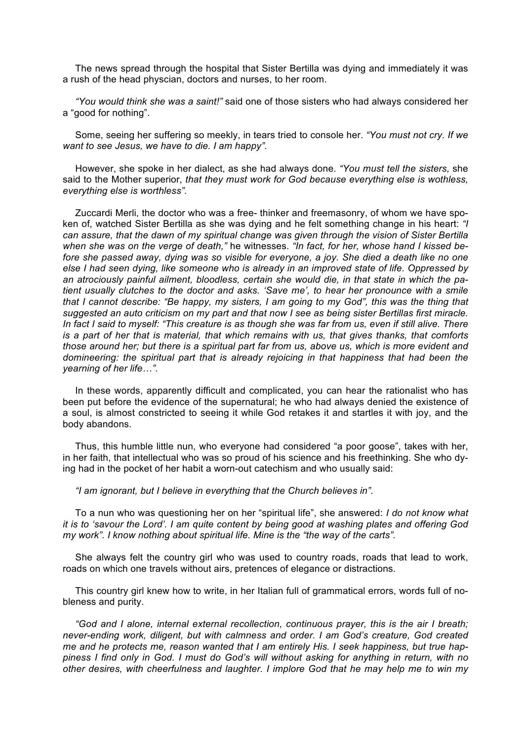The news spread through the hospital that Sister Bertilla was dying and immediately it was a rush of the head physcian, doctors and nurses, to her room.

*"You would think she was a saint!"* said one of those sisters who had always considered her a "good for nothing".

Some, seeing her suffering so meekly, in tears tried to console her. *"You must not cry. If we want to see Jesus, we have to die. I am happy".*

However, she spoke in her dialect, as she had always done. *"You must tell the sisters,* she said to the Mother superior, *that they must work for God because everything else is wothless, everything else is worthless".*

Zuccardi Merli, the doctor who was a free- thinker and freemasonry, of whom we have spoken of, watched Sister Bertilla as she was dying and he felt something change in his heart: *"I can assure, that the dawn of my spiritual change was given through the vision of Sister Bertilla when she was on the verge of death,"* he witnesses. *"In fact, for her, whose hand I kissed before she passed away, dying was so visible for everyone, a joy. She died a death like no one else I had seen dying, like someone who is already in an improved state of life. Oppressed by an atrociously painful ailment, bloodless, certain she would die, in that state in which the patient usually clutches to the doctor and asks. 'Save me', to hear her pronounce with a smile that I cannot describe: "Be happy, my sisters, I am going to my God", this was the thing that suggested an auto criticism on my part and that now I see as being sister Bertillas first miracle. In fact I said to myself: "This creature is as though she was far from us, even if still alive. There is a part of her that is material, that which remains with us, that gives thanks, that comforts those around her; but there is a spiritual part far from us, above us, which is more evident and domineering: the spiritual part that is already rejoicing in that happiness that had been the yearning of her life…".*

In these words, apparently difficult and complicated, you can hear the rationalist who has been put before the evidence of the supernatural; he who had always denied the existence of a soul, is almost constricted to seeing it while God retakes it and startles it with joy, and the body abandons.

Thus, this humble little nun, who everyone had considered "a poor goose", takes with her, in her faith, that intellectual who was so proud of his science and his freethinking. She who dying had in the pocket of her habit a worn-out catechism and who usually said:

*"I am ignorant, but I believe in everything that the Church believes in".*

To a nun who was questioning her on her "spiritual life", she answered: *I do not know what it is to 'savour the Lord'. I am quite content by being good at washing plates and offering God my work". I know nothing about spiritual life. Mine is the "the way of the carts".*

She always felt the country girl who was used to country roads, roads that lead to work, roads on which one travels without airs, pretences of elegance or distractions.

This country girl knew how to write, in her Italian full of grammatical errors, words full of nobleness and purity.

*"God and I alone, internal external recollection, continuous prayer, this is the air I breath; never-ending work, diligent, but with calmness and order. I am God's creature, God created me and he protects me, reason wanted that I am entirely His. I seek happiness, but true happiness I find only in God. I must do God's will without asking for anything in return, with no other desires, with cheerfulness and laughter. I implore God that he may help me to win my*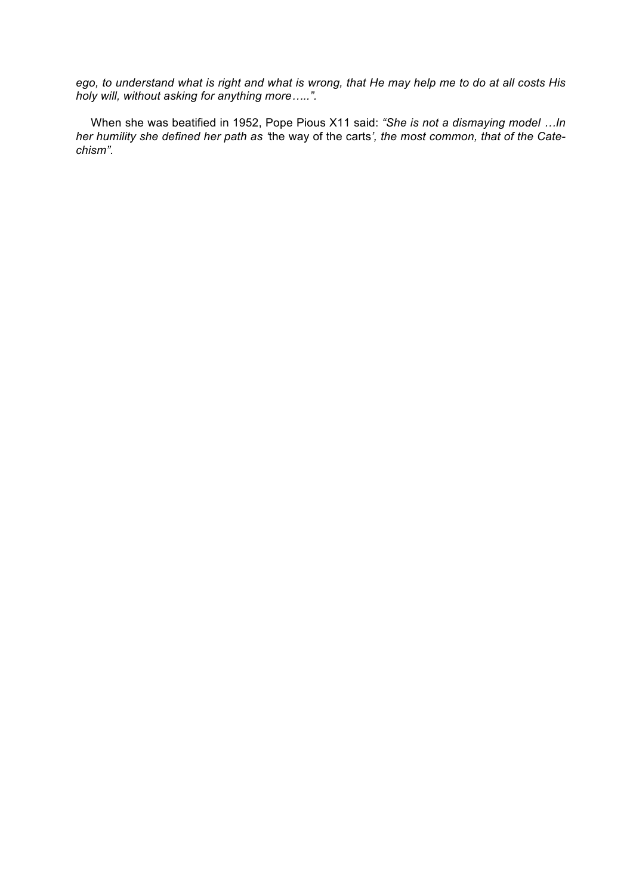*ego, to understand what is right and what is wrong, that He may help me to do at all costs His holy will, without asking for anything more…..".*

When she was beatified in 1952, Pope Pious X11 said: *"She is not a dismaying model …In her humility she defined her path as '*the way of the carts*', the most common, that of the Catechism"*.